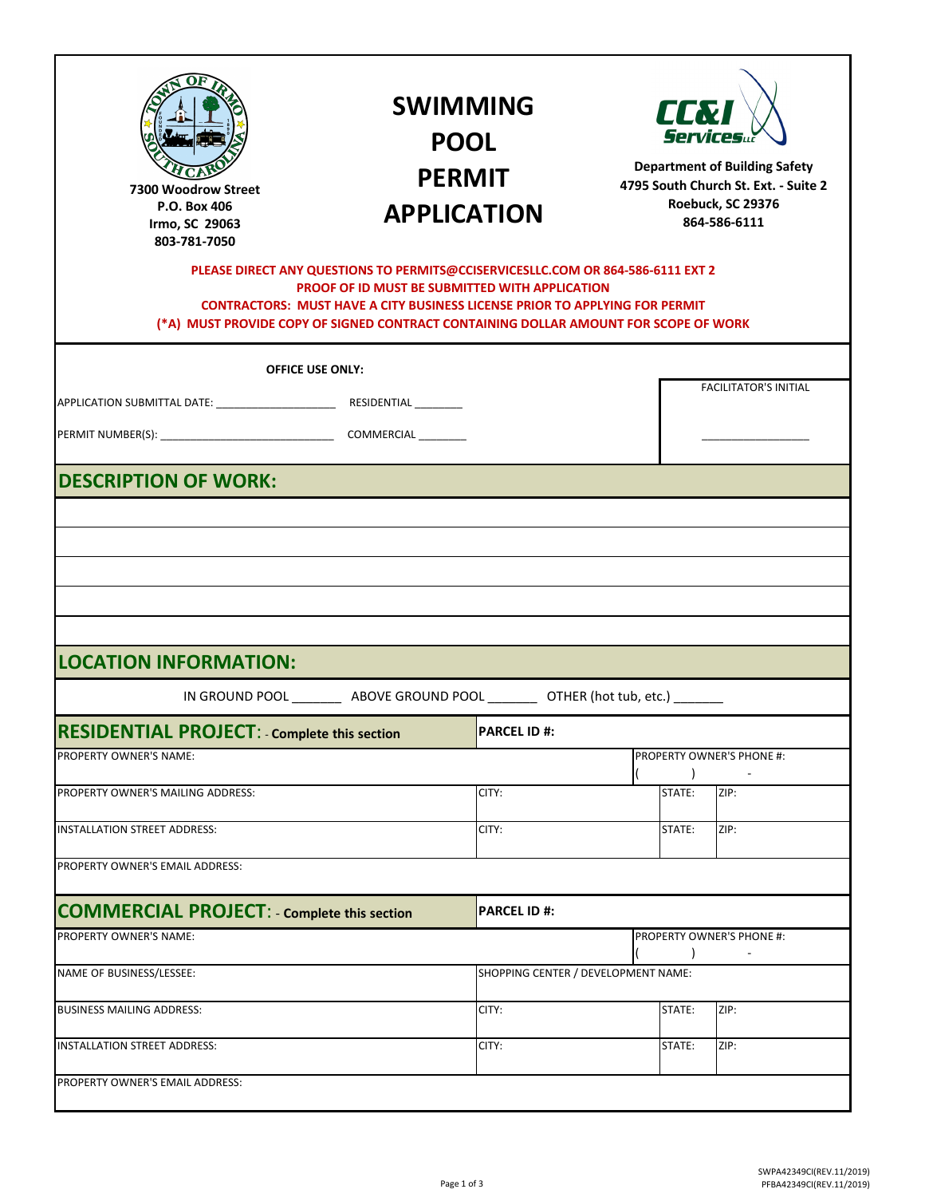7300 Woodrow Street
P.O. Box 406
Irmo, SC 29063
803-781-7050

# SWIMMING POOL PERMIT APPLICATION

**Department of Building Safety**
**4795 South Church St. Ext. - Suite 2**
**Roebuck, SC 29376**
**864-586-6111**

**PLEASE DIRECT ANY QUESTIONS TO PERMITS@CCISERVICESLLC.COM OR 864-586-6111 EXT 2**
**PROOF OF ID MUST BE SUBMITTED WITH APPLICATION**
**CONTRACTORS: MUST HAVE A CITY BUSINESS LICENSE PRIOR TO APPLYING FOR PERMIT**
**(*A) MUST PROVIDE COPY OF SIGNED CONTRACT CONTAINING DOLLAR AMOUNT FOR SCOPE OF WORK**

**OFFICE USE ONLY:**

APPLICATION SUBMITTAL DATE: ____________________ RESIDENTIAL ________

PERMIT NUMBER(S): ____________________________ COMMERCIAL ________

FACILITATOR'S INITIAL __________________

## DESCRIPTION OF WORK:

## LOCATION INFORMATION:

IN GROUND POOL _______ ABOVE GROUND POOL _______ OTHER (hot tub, etc.) _______

## RESIDENTIAL PROJECT: - Complete this section

| | | | |
|---|---|---|---|
| **PARCEL ID #:** | | | |
| PROPERTY OWNER'S NAME: | | PROPERTY OWNER'S PHONE #: ( ) - | |
| PROPERTY OWNER'S MAILING ADDRESS: | CITY: | STATE: | ZIP: |
| INSTALLATION STREET ADDRESS: | CITY: | STATE: | ZIP: |
| PROPERTY OWNER'S EMAIL ADDRESS: | | | |

## COMMERCIAL PROJECT: - Complete this section

| | | | |
|---|---|---|---|
| **PARCEL ID #:** | | | |
| PROPERTY OWNER'S NAME: | | PROPERTY OWNER'S PHONE #: ( ) - | |
| NAME OF BUSINESS/LESSEE: | SHOPPING CENTER / DEVELOPMENT NAME: | | |
| BUSINESS MAILING ADDRESS: | CITY: | STATE: | ZIP: |
| INSTALLATION STREET ADDRESS: | CITY: | STATE: | ZIP: |
| PROPERTY OWNER'S EMAIL ADDRESS: | | | |

SWPA42349CI(REV.11/2019)
PFBA42349CI(REV.11/2019)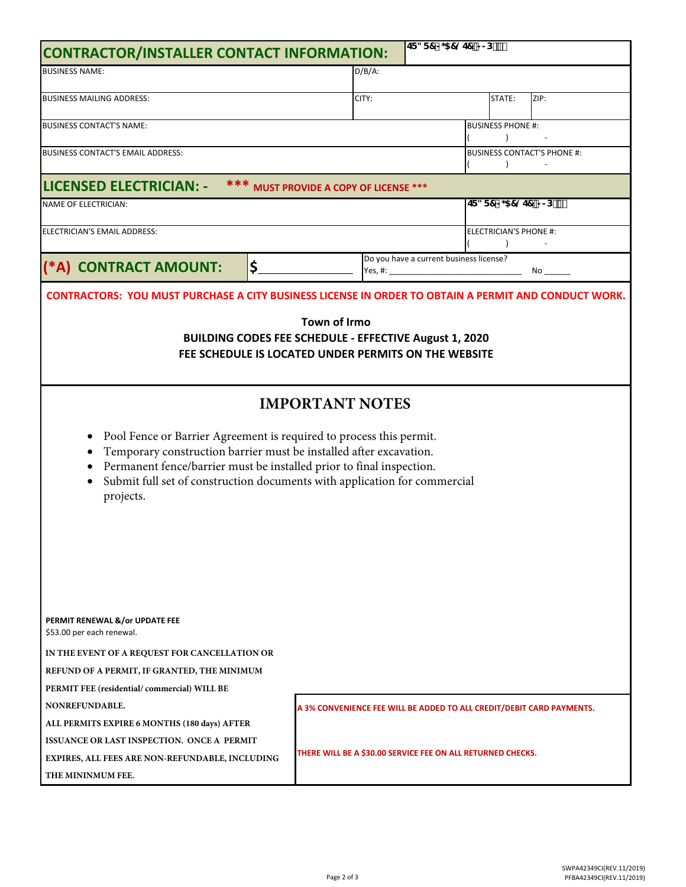## CONTRACTOR/INSTALLER CONTACT INFORMATION:

45" 5&-*\$&/ 4&-3

| | | | |
|---|---|---|---|
| BUSINESS NAME: | D/B/A: | | |
| BUSINESS MAILING ADDRESS: | CITY: | STATE: | ZIP: |
| BUSINESS CONTACT'S NAME: | | BUSINESS PHONE #: ( ) - | |
| BUSINESS CONTACT'S EMAIL ADDRESS: | | BUSINESS CONTACT'S PHONE #: ( ) - | |

## LICENSED ELECTRICIAN: - *** MUST PROVIDE A COPY OF LICENSE ***

| | |
|---|---|
| NAME OF ELECTRICIAN: | 45" 5&-*\$&/ 4&-3 |
| ELECTRICIAN'S EMAIL ADDRESS: | ELECTRICIAN'S PHONE #: ( ) - |

## (*A) CONTRACT AMOUNT: $________________

Do you have a current business license?
Yes, #: ____________________________ No ______

**CONTRACTORS: YOU MUST PURCHASE A CITY BUSINESS LICENSE IN ORDER TO OBTAIN A PERMIT AND CONDUCT WORK.**

**Town of Irmo**
**BUILDING CODES FEE SCHEDULE - EFFECTIVE August 1, 2020**
**FEE SCHEDULE IS LOCATED UNDER PERMITS ON THE WEBSITE**

## IMPORTANT NOTES

- Pool Fence or Barrier Agreement is required to process this permit.
- Temporary construction barrier must be installed after excavation.
- Permanent fence/barrier must be installed prior to final inspection.
- Submit full set of construction documents with application for commercial projects.

**PERMIT RENEWAL &/or UPDATE FEE**
$53.00 per each renewal.

**IN THE EVENT OF A REQUEST FOR CANCELLATION OR REFUND OF A PERMIT, IF GRANTED, THE MINIMUM PERMIT FEE (residential/ commercial) WILL BE NONREFUNDABLE.**

**ALL PERMITS EXPIRE 6 MONTHS (180 days) AFTER ISSUANCE OR LAST INSPECTION. ONCE A PERMIT EXPIRES, ALL FEES ARE NON-REFUNDABLE, INCLUDING THE MININMUM FEE.**

**A 3% CONVENIENCE FEE WILL BE ADDED TO ALL CREDIT/DEBIT CARD PAYMENTS.**

**THERE WILL BE A $30.00 SERVICE FEE ON ALL RETURNED CHECKS.**

SWPA42349CI(REV.11/2019)
PFBA42349CI(REV.11/2019)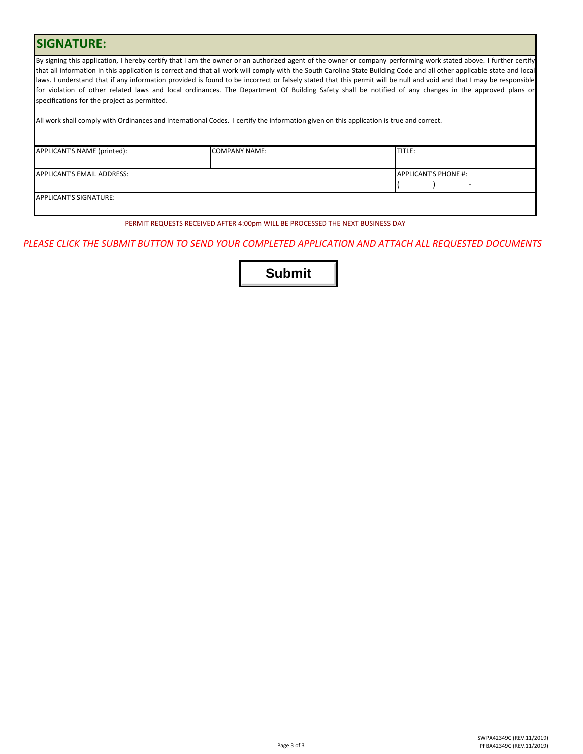## SIGNATURE:

By signing this application, I hereby certify that I am the owner or an authorized agent of the owner or company performing work stated above. I further certify that all information in this application is correct and that all work will comply with the South Carolina State Building Code and all other applicable state and local laws. I understand that if any information provided is found to be incorrect or falsely stated that this permit will be null and void and that I may be responsible for violation of other related laws and local ordinances. The Department Of Building Safety shall be notified of any changes in the approved plans or specifications for the project as permitted.

All work shall comply with Ordinances and International Codes. I certify the information given on this application is true and correct.

| APPLICANT'S NAME (printed): | COMPANY NAME: | TITLE: |
|---|---|---|
| APPLICANT'S EMAIL ADDRESS: | | APPLICANT'S PHONE #: ( ) - |
| APPLICANT'S SIGNATURE: | | |

PERMIT REQUESTS RECEIVED AFTER 4:00pm WILL BE PROCESSED THE NEXT BUSINESS DAY

*PLEASE CLICK THE SUBMIT BUTTON TO SEND YOUR COMPLETED APPLICATION AND ATTACH ALL REQUESTED DOCUMENTS*

**Submit**

SWPA42349CI(REV.11/2019)
PFBA42349CI(REV.11/2019)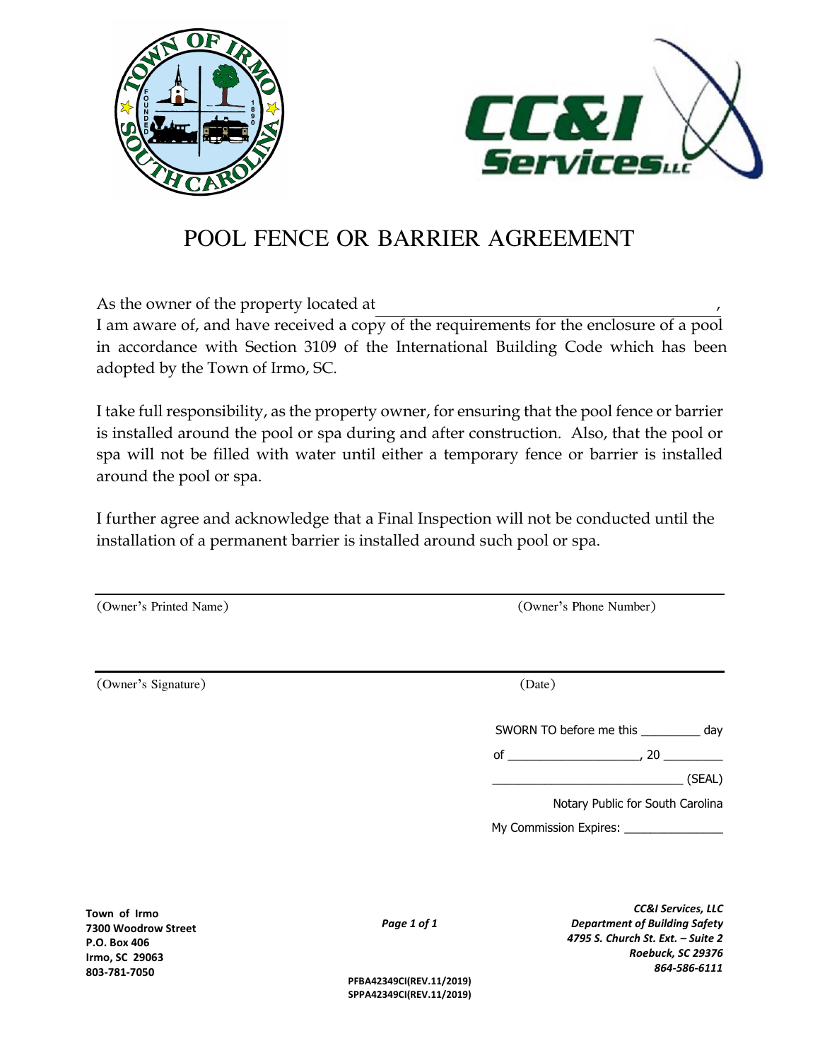# POOL FENCE OR BARRIER AGREEMENT

As the owner of the property located at ____________________________________________,
I am aware of, and have received a copy of the requirements for the enclosure of a pool in accordance with Section 3109 of the International Building Code which has been adopted by the Town of Irmo, SC.

I take full responsibility, as the property owner, for ensuring that the pool fence or barrier is installed around the pool or spa during and after construction. Also, that the pool or spa will not be filled with water until either a temporary fence or barrier is installed around the pool or spa.

I further agree and acknowledge that a Final Inspection will not be conducted until the installation of a permanent barrier is installed around such pool or spa.

______________________________________________________________________

(Owner's Printed Name) (Owner's Phone Number)

______________________________________________________________________

(Owner's Signature) (Date)

SWORN TO before me this _________ day

of ____________________, 20 _________

_____________________________ (SEAL)

Notary Public for South Carolina

My Commission Expires: _______________

**Town of Irmo**
**7300 Woodrow Street**
**P.O. Box 406**
**Irmo, SC 29063**
**803-781-7050**

***CC&I Services, LLC***
***Department of Building Safety***
***4795 S. Church St. Ext. – Suite 2***
***Roebuck, SC 29376***
***864-586-6111***

**PFBA42349CI(REV.11/2019)**
**SPPA42349CI(REV.11/2019)**